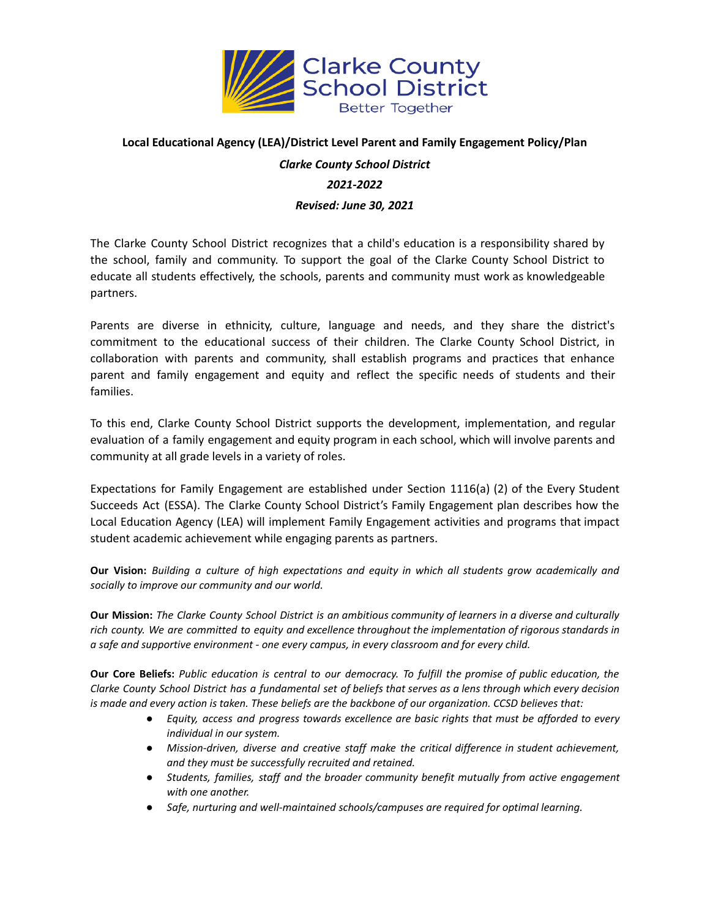**Local Educational Agency (LEA)/District Level Parent and Family Engagement Policy/Plan**

***Clarke County School District***

***2021-2022***

***Revised: June 30, 2021***

The Clarke County School District recognizes that a child's education is a responsibility shared by the school, family and community. To support the goal of the Clarke County School District to educate all students effectively, the schools, parents and community must work as knowledgeable partners.

Parents are diverse in ethnicity, culture, language and needs, and they share the district's commitment to the educational success of their children. The Clarke County School District, in collaboration with parents and community, shall establish programs and practices that enhance parent and family engagement and equity and reflect the specific needs of students and their families.

To this end, Clarke County School District supports the development, implementation, and regular evaluation of a family engagement and equity program in each school, which will involve parents and community at all grade levels in a variety of roles.

Expectations for Family Engagement are established under Section 1116(a) (2) of the Every Student Succeeds Act (ESSA). The Clarke County School District's Family Engagement plan describes how the Local Education Agency (LEA) will implement Family Engagement activities and programs that impact student academic achievement while engaging parents as partners.

**Our Vision:** *Building a culture of high expectations and equity in which all students grow academically and socially to improve our community and our world.*

**Our Mission:** *The Clarke County School District is an ambitious community of learners in a diverse and culturally rich county. We are committed to equity and excellence throughout the implementation of rigorous standards in a safe and supportive environment - one every campus, in every classroom and for every child.*

**Our Core Beliefs:** *Public education is central to our democracy. To fulfill the promise of public education, the Clarke County School District has a fundamental set of beliefs that serves as a lens through which every decision is made and every action is taken. These beliefs are the backbone of our organization. CCSD believes that:*

- *Equity, access and progress towards excellence are basic rights that must be afforded to every individual in our system.*
- *Mission-driven, diverse and creative staff make the critical difference in student achievement, and they must be successfully recruited and retained.*
- *Students, families, staff and the broader community benefit mutually from active engagement with one another.*
- *Safe, nurturing and well-maintained schools/campuses are required for optimal learning.*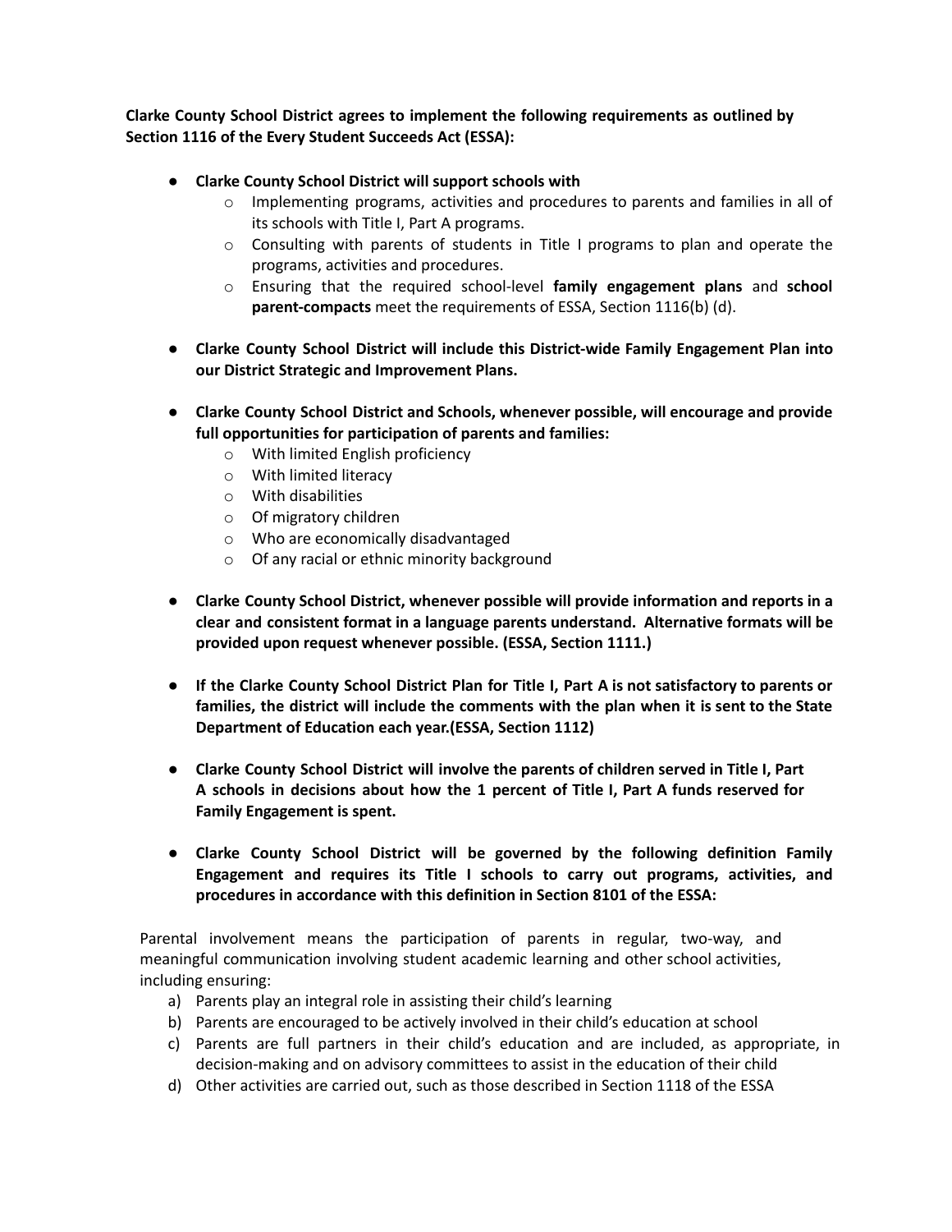**Clarke County School District agrees to implement the following requirements as outlined by Section 1116 of the Every Student Succeeds Act (ESSA):**

- **Clarke County School District will support schools with**
    - Implementing programs, activities and procedures to parents and families in all of its schools with Title I, Part A programs.
    - Consulting with parents of students in Title I programs to plan and operate the programs, activities and procedures.
    - Ensuring that the required school-level **family engagement plans** and **school parent-compacts** meet the requirements of ESSA, Section 1116(b) (d).

- **Clarke County School District will include this District-wide Family Engagement Plan into our District Strategic and Improvement Plans.**

- **Clarke County School District and Schools, whenever possible, will encourage and provide full opportunities for participation of parents and families:**
    - With limited English proficiency
    - With limited literacy
    - With disabilities
    - Of migratory children
    - Who are economically disadvantaged
    - Of any racial or ethnic minority background

- **Clarke County School District, whenever possible will provide information and reports in a clear and consistent format in a language parents understand. Alternative formats will be provided upon request whenever possible. (ESSA, Section 1111.)**

- **If the Clarke County School District Plan for Title I, Part A is not satisfactory to parents or families, the district will include the comments with the plan when it is sent to the State Department of Education each year.(ESSA, Section 1112)**

- **Clarke County School District will involve the parents of children served in Title I, Part A schools in decisions about how the 1 percent of Title I, Part A funds reserved for Family Engagement is spent.**

- **Clarke County School District will be governed by the following definition Family Engagement and requires its Title I schools to carry out programs, activities, and procedures in accordance with this definition in Section 8101 of the ESSA:**

Parental involvement means the participation of parents in regular, two-way, and meaningful communication involving student academic learning and other school activities, including ensuring:

a) Parents play an integral role in assisting their child's learning
b) Parents are encouraged to be actively involved in their child's education at school
c) Parents are full partners in their child's education and are included, as appropriate, in decision-making and on advisory committees to assist in the education of their child
d) Other activities are carried out, such as those described in Section 1118 of the ESSA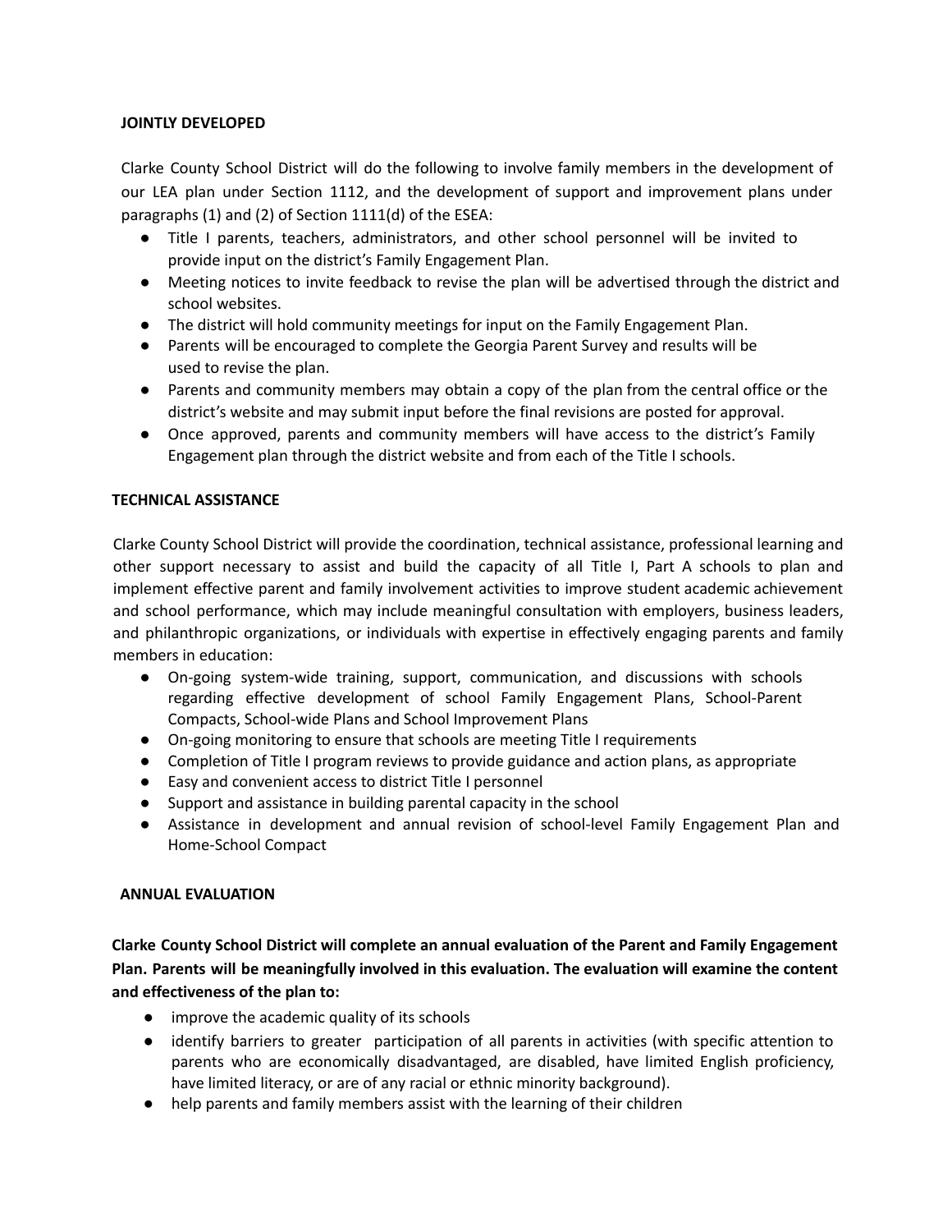**JOINTLY DEVELOPED**

Clarke County School District will do the following to involve family members in the development of our LEA plan under Section 1112, and the development of support and improvement plans under paragraphs (1) and (2) of Section 1111(d) of the ESEA:

- Title I parents, teachers, administrators, and other school personnel will be invited to provide input on the district's Family Engagement Plan.
- Meeting notices to invite feedback to revise the plan will be advertised through the district and school websites.
- The district will hold community meetings for input on the Family Engagement Plan.
- Parents will be encouraged to complete the Georgia Parent Survey and results will be used to revise the plan.
- Parents and community members may obtain a copy of the plan from the central office or the district's website and may submit input before the final revisions are posted for approval.
- Once approved, parents and community members will have access to the district's Family Engagement plan through the district website and from each of the Title I schools.

**TECHNICAL ASSISTANCE**

Clarke County School District will provide the coordination, technical assistance, professional learning and other support necessary to assist and build the capacity of all Title I, Part A schools to plan and implement effective parent and family involvement activities to improve student academic achievement and school performance, which may include meaningful consultation with employers, business leaders, and philanthropic organizations, or individuals with expertise in effectively engaging parents and family members in education:

- On-going system-wide training, support, communication, and discussions with schools regarding effective development of school Family Engagement Plans, School-Parent Compacts, School-wide Plans and School Improvement Plans
- On-going monitoring to ensure that schools are meeting Title I requirements
- Completion of Title I program reviews to provide guidance and action plans, as appropriate
- Easy and convenient access to district Title I personnel
- Support and assistance in building parental capacity in the school
- Assistance in development and annual revision of school-level Family Engagement Plan and Home-School Compact

**ANNUAL EVALUATION**

**Clarke County School District will complete an annual evaluation of the Parent and Family Engagement Plan. Parents will be meaningfully involved in this evaluation. The evaluation will examine the content and effectiveness of the plan to:**

- improve the academic quality of its schools
- identify barriers to greater participation of all parents in activities (with specific attention to parents who are economically disadvantaged, are disabled, have limited English proficiency, have limited literacy, or are of any racial or ethnic minority background).
- help parents and family members assist with the learning of their children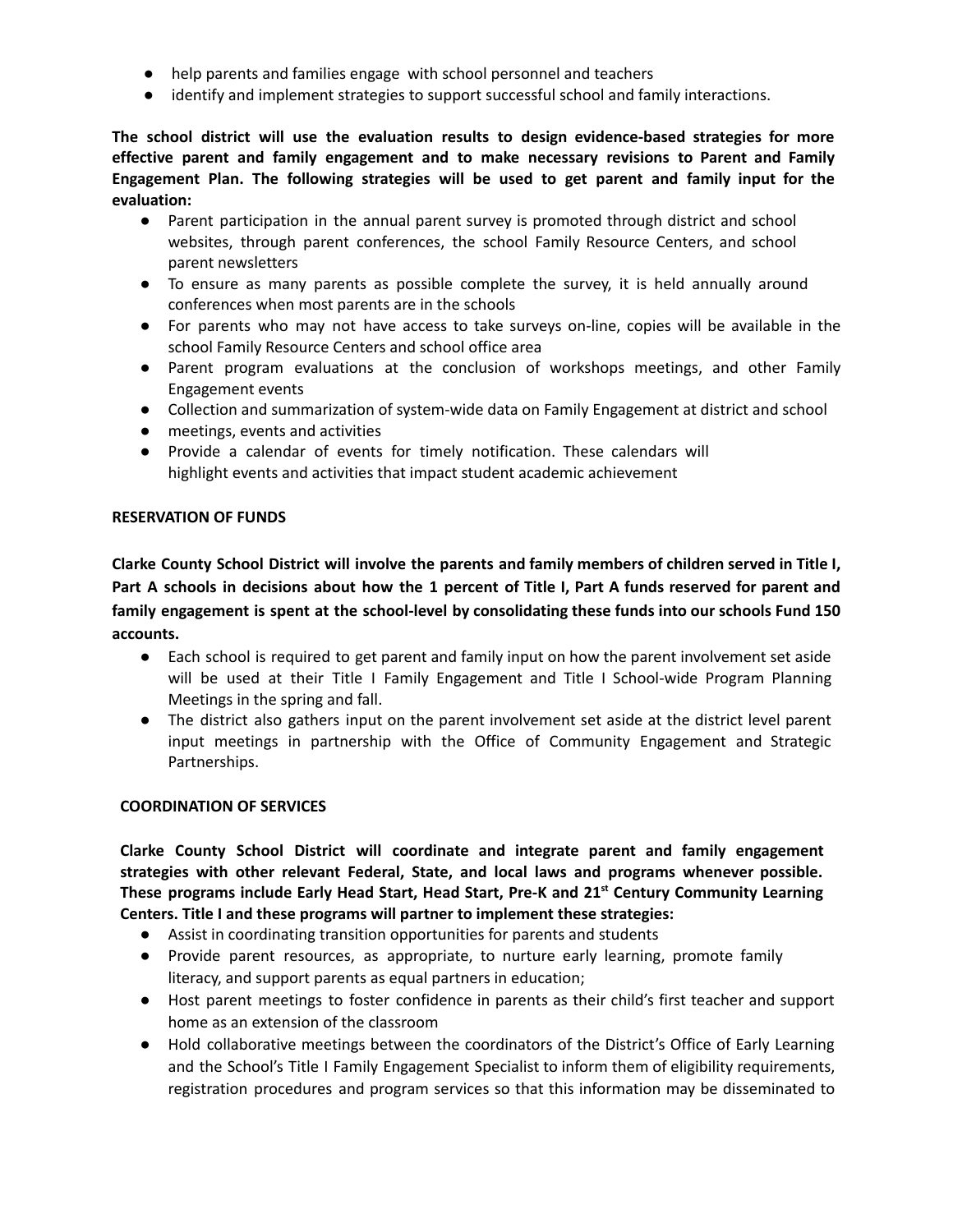- help parents and families engage with school personnel and teachers
- identify and implement strategies to support successful school and family interactions.

**The school district will use the evaluation results to design evidence-based strategies for more effective parent and family engagement and to make necessary revisions to Parent and Family Engagement Plan. The following strategies will be used to get parent and family input for the evaluation:**

- Parent participation in the annual parent survey is promoted through district and school websites, through parent conferences, the school Family Resource Centers, and school parent newsletters
- To ensure as many parents as possible complete the survey, it is held annually around conferences when most parents are in the schools
- For parents who may not have access to take surveys on-line, copies will be available in the school Family Resource Centers and school office area
- Parent program evaluations at the conclusion of workshops meetings, and other Family Engagement events
- Collection and summarization of system-wide data on Family Engagement at district and school
- meetings, events and activities
- Provide a calendar of events for timely notification. These calendars will highlight events and activities that impact student academic achievement

**RESERVATION OF FUNDS**

**Clarke County School District will involve the parents and family members of children served in Title I, Part A schools in decisions about how the 1 percent of Title I, Part A funds reserved for parent and family engagement is spent at the school-level by consolidating these funds into our schools Fund 150 accounts.**

- Each school is required to get parent and family input on how the parent involvement set aside will be used at their Title I Family Engagement and Title I School-wide Program Planning Meetings in the spring and fall.
- The district also gathers input on the parent involvement set aside at the district level parent input meetings in partnership with the Office of Community Engagement and Strategic Partnerships.

**COORDINATION OF SERVICES**

**Clarke County School District will coordinate and integrate parent and family engagement strategies with other relevant Federal, State, and local laws and programs whenever possible. These programs include Early Head Start, Head Start, Pre-K and 21st Century Community Learning Centers. Title I and these programs will partner to implement these strategies:**

- Assist in coordinating transition opportunities for parents and students
- Provide parent resources, as appropriate, to nurture early learning, promote family literacy, and support parents as equal partners in education;
- Host parent meetings to foster confidence in parents as their child's first teacher and support home as an extension of the classroom
- Hold collaborative meetings between the coordinators of the District's Office of Early Learning and the School's Title I Family Engagement Specialist to inform them of eligibility requirements, registration procedures and program services so that this information may be disseminated to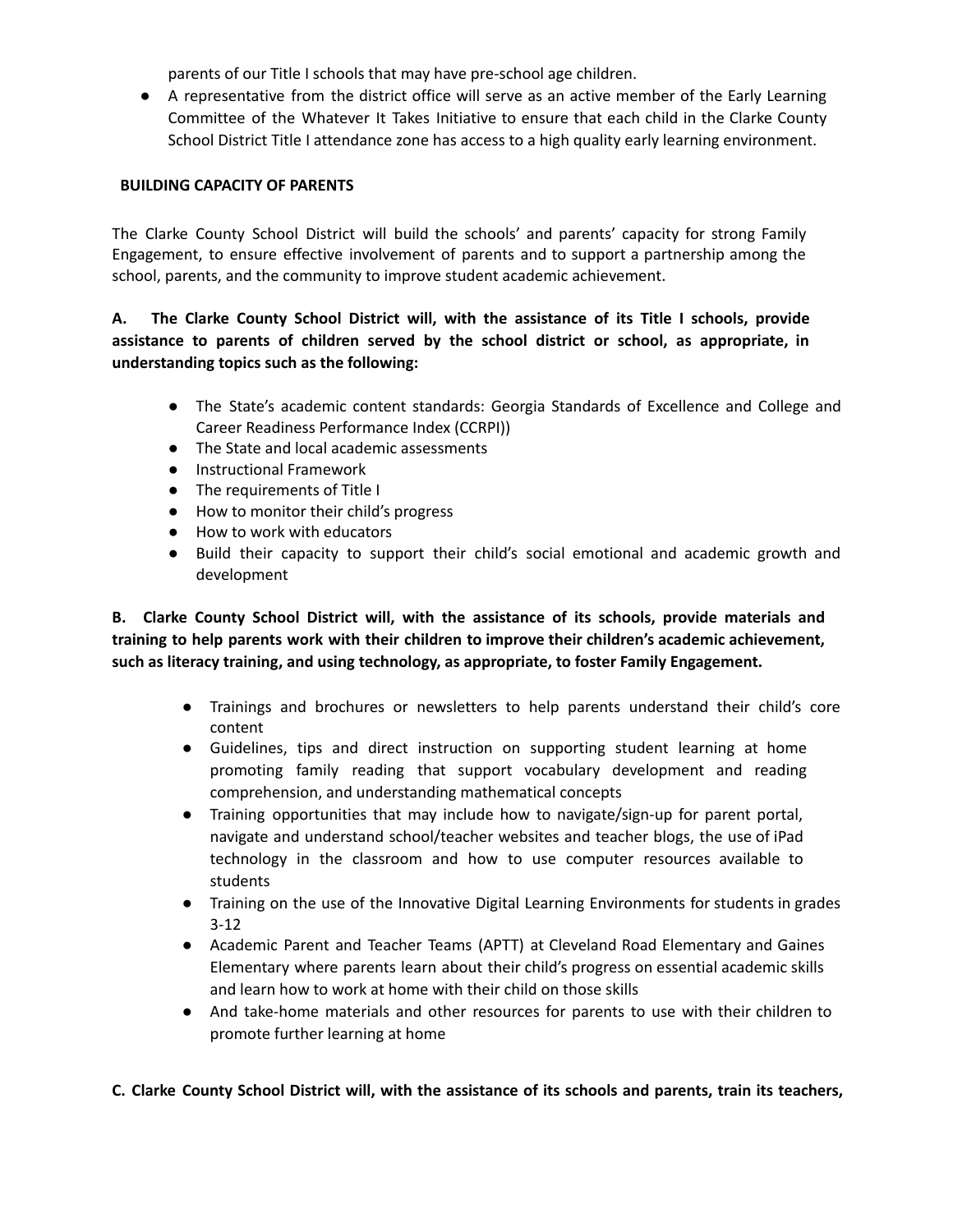parents of our Title I schools that may have pre-school age children.

- A representative from the district office will serve as an active member of the Early Learning Committee of the Whatever It Takes Initiative to ensure that each child in the Clarke County School District Title I attendance zone has access to a high quality early learning environment.

**BUILDING CAPACITY OF PARENTS**

The Clarke County School District will build the schools' and parents' capacity for strong Family Engagement, to ensure effective involvement of parents and to support a partnership among the school, parents, and the community to improve student academic achievement.

**A. The Clarke County School District will, with the assistance of its Title I schools, provide assistance to parents of children served by the school district or school, as appropriate, in understanding topics such as the following:**

- The State's academic content standards: Georgia Standards of Excellence and College and Career Readiness Performance Index (CCRPI))
- The State and local academic assessments
- Instructional Framework
- The requirements of Title I
- How to monitor their child's progress
- How to work with educators
- Build their capacity to support their child's social emotional and academic growth and development

**B. Clarke County School District will, with the assistance of its schools, provide materials and training to help parents work with their children to improve their children's academic achievement, such as literacy training, and using technology, as appropriate, to foster Family Engagement.**

- Trainings and brochures or newsletters to help parents understand their child's core content
- Guidelines, tips and direct instruction on supporting student learning at home promoting family reading that support vocabulary development and reading comprehension, and understanding mathematical concepts
- Training opportunities that may include how to navigate/sign-up for parent portal, navigate and understand school/teacher websites and teacher blogs, the use of iPad technology in the classroom and how to use computer resources available to students
- Training on the use of the Innovative Digital Learning Environments for students in grades 3-12
- Academic Parent and Teacher Teams (APTT) at Cleveland Road Elementary and Gaines Elementary where parents learn about their child's progress on essential academic skills and learn how to work at home with their child on those skills
- And take-home materials and other resources for parents to use with their children to promote further learning at home

**C. Clarke County School District will, with the assistance of its schools and parents, train its teachers,**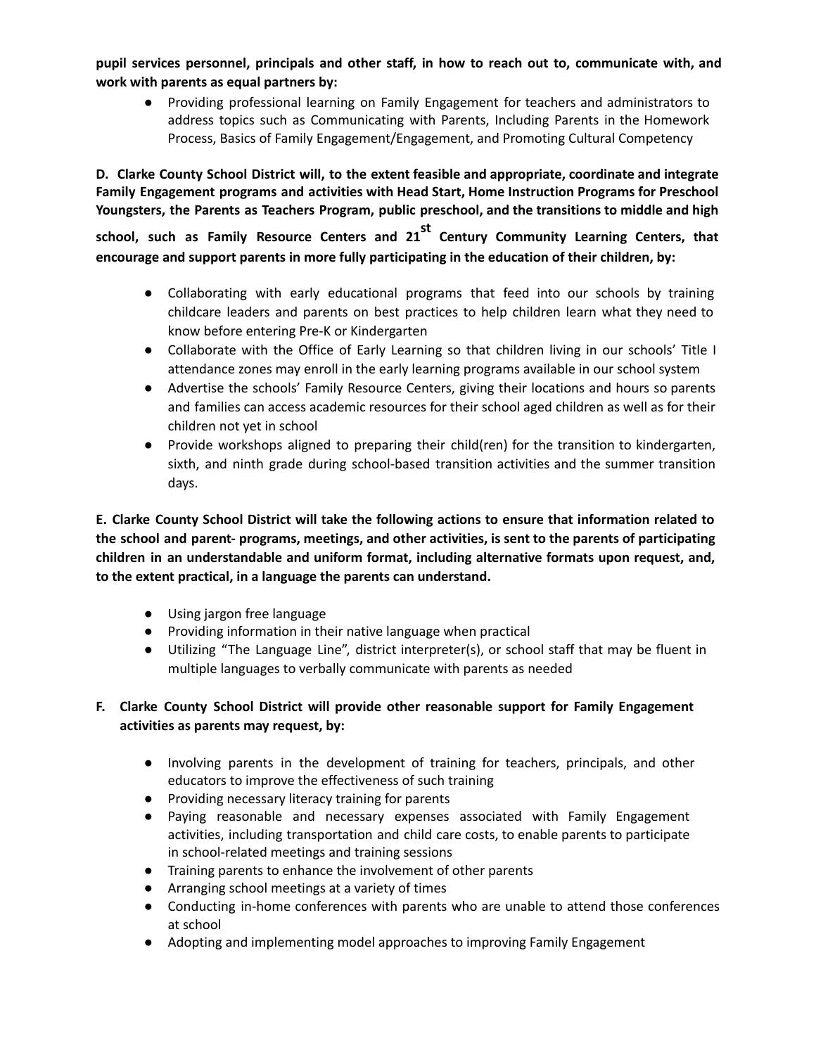**pupil services personnel, principals and other staff, in how to reach out to, communicate with, and work with parents as equal partners by:**

- Providing professional learning on Family Engagement for teachers and administrators to address topics such as Communicating with Parents, Including Parents in the Homework Process, Basics of Family Engagement/Engagement, and Promoting Cultural Competency

**D. Clarke County School District will, to the extent feasible and appropriate, coordinate and integrate Family Engagement programs and activities with Head Start, Home Instruction Programs for Preschool Youngsters, the Parents as Teachers Program, public preschool, and the transitions to middle and high school, such as Family Resource Centers and 21st Century Community Learning Centers, that encourage and support parents in more fully participating in the education of their children, by:**

- Collaborating with early educational programs that feed into our schools by training childcare leaders and parents on best practices to help children learn what they need to know before entering Pre-K or Kindergarten
- Collaborate with the Office of Early Learning so that children living in our schools' Title I attendance zones may enroll in the early learning programs available in our school system
- Advertise the schools' Family Resource Centers, giving their locations and hours so parents and families can access academic resources for their school aged children as well as for their children not yet in school
- Provide workshops aligned to preparing their child(ren) for the transition to kindergarten, sixth, and ninth grade during school-based transition activities and the summer transition days.

**E. Clarke County School District will take the following actions to ensure that information related to the school and parent- programs, meetings, and other activities, is sent to the parents of participating children in an understandable and uniform format, including alternative formats upon request, and, to the extent practical, in a language the parents can understand.**

- Using jargon free language
- Providing information in their native language when practical
- Utilizing "The Language Line", district interpreter(s), or school staff that may be fluent in multiple languages to verbally communicate with parents as needed

**F. Clarke County School District will provide other reasonable support for Family Engagement activities as parents may request, by:**

- Involving parents in the development of training for teachers, principals, and other educators to improve the effectiveness of such training
- Providing necessary literacy training for parents
- Paying reasonable and necessary expenses associated with Family Engagement activities, including transportation and child care costs, to enable parents to participate in school-related meetings and training sessions
- Training parents to enhance the involvement of other parents
- Arranging school meetings at a variety of times
- Conducting in-home conferences with parents who are unable to attend those conferences at school
- Adopting and implementing model approaches to improving Family Engagement